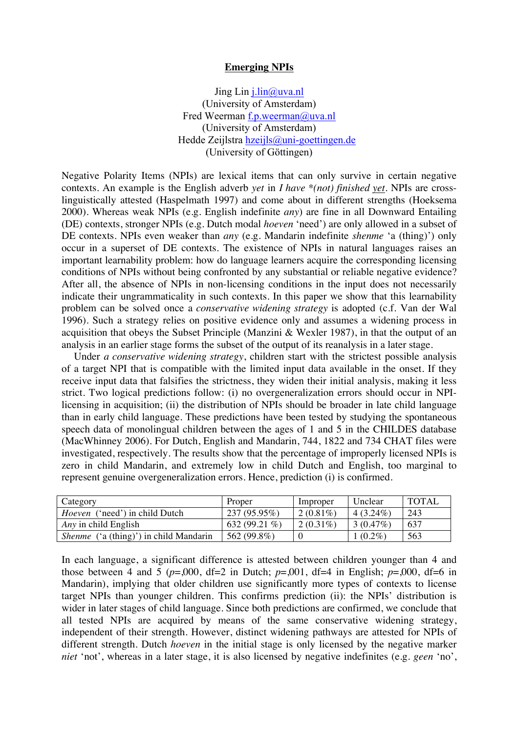# Emerging NPIs

Jing Lin j.lin@uva.nl
(University of Amsterdam)
Fred Weerman f.p.weerman@uva.nl
(University of Amsterdam)
Hedde Zeijlstra hzeijls@uni-goettingen.de
(University of Göttingen)

Negative Polarity Items (NPIs) are lexical items that can only survive in certain negative contexts. An example is the English adverb *yet* in *I have \*(not) finished yet*. NPIs are cross-linguistically attested (Haspelmath 1997) and come about in different strengths (Hoeksema 2000). Whereas weak NPIs (e.g. English indefinite *any*) are fine in all Downward Entailing (DE) contexts, stronger NPIs (e.g. Dutch modal *hoeven* 'need') are only allowed in a subset of DE contexts. NPIs even weaker than *any* (e.g. Mandarin indefinite *shenme* 'a (thing)') only occur in a superset of DE contexts. The existence of NPIs in natural languages raises an important learnability problem: how do language learners acquire the corresponding licensing conditions of NPIs without being confronted by any substantial or reliable negative evidence? After all, the absence of NPIs in non-licensing conditions in the input does not necessarily indicate their ungrammaticality in such contexts. In this paper we show that this learnability problem can be solved once a *conservative widening strategy* is adopted (c.f. Van der Wal 1996). Such a strategy relies on positive evidence only and assumes a widening process in acquisition that obeys the Subset Principle (Manzini & Wexler 1987), in that the output of an analysis in an earlier stage forms the subset of the output of its reanalysis in a later stage.

Under *a conservative widening strategy*, children start with the strictest possible analysis of a target NPI that is compatible with the limited input data available in the onset. If they receive input data that falsifies the strictness, they widen their initial analysis, making it less strict. Two logical predictions follow: (i) no overgeneralization errors should occur in NPI-licensing in acquisition; (ii) the distribution of NPIs should be broader in late child language than in early child language. These predictions have been tested by studying the spontaneous speech data of monolingual children between the ages of 1 and 5 in the CHILDES database (MacWhinney 2006). For Dutch, English and Mandarin, 744, 1822 and 734 CHAT files were investigated, respectively. The results show that the percentage of improperly licensed NPIs is zero in child Mandarin, and extremely low in child Dutch and English, too marginal to represent genuine overgeneralization errors. Hence, prediction (i) is confirmed.

| Category | Proper | Improper | Unclear | TOTAL |
|---|---|---|---|---|
| *Hoeven* ('need') in child Dutch | 237 (95.95%) | 2 (0.81%) | 4 (3.24%) | 243 |
| *Any* in child English | 632 (99.21 %) | 2 (0.31%) | 3 (0.47%) | 637 |
| *Shenme* ('a (thing)') in child Mandarin | 562 (99.8%) | 0 | 1 (0.2%) | 563 |

In each language, a significant difference is attested between children younger than 4 and those between 4 and 5 ($p$=,000, df=2 in Dutch; $p$=,001, df=4 in English; $p$=,000, df=6 in Mandarin), implying that older children use significantly more types of contexts to license target NPIs than younger children. This confirms prediction (ii): the NPIs' distribution is wider in later stages of child language. Since both predictions are confirmed, we conclude that all tested NPIs are acquired by means of the same conservative widening strategy, independent of their strength. However, distinct widening pathways are attested for NPIs of different strength. Dutch *hoeven* in the initial stage is only licensed by the negative marker *niet* 'not', whereas in a later stage, it is also licensed by negative indefinites (e.g. *geen* 'no',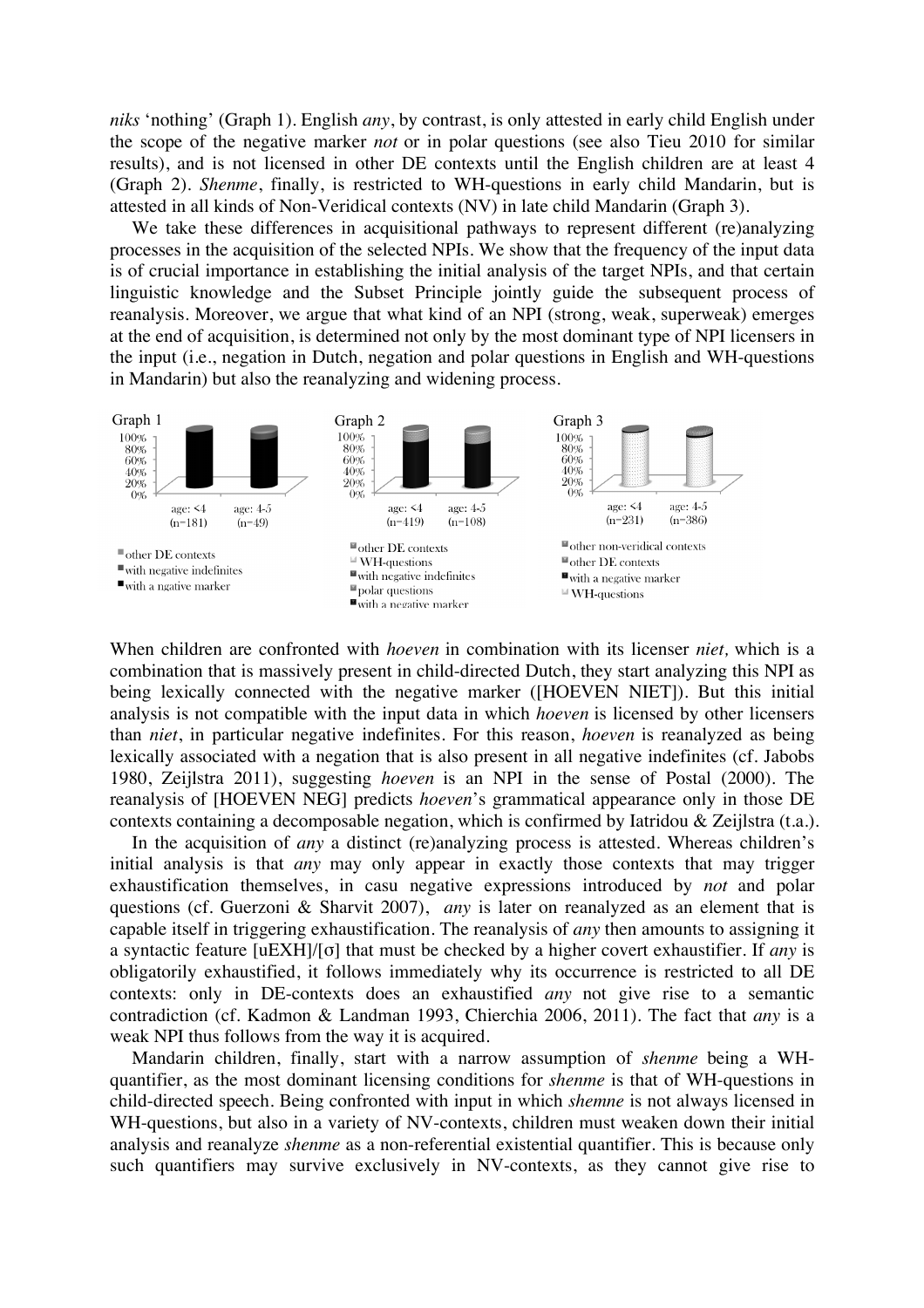*niks* 'nothing' (Graph 1). English *any*, by contrast, is only attested in early child English under the scope of the negative marker *not* or in polar questions (see also Tieu 2010 for similar results), and is not licensed in other DE contexts until the English children are at least 4 (Graph 2). *Shenme*, finally, is restricted to WH-questions in early child Mandarin, but is attested in all kinds of Non-Veridical contexts (NV) in late child Mandarin (Graph 3).

We take these differences in acquisitional pathways to represent different (re)analyzing processes in the acquisition of the selected NPIs. We show that the frequency of the input data is of crucial importance in establishing the initial analysis of the target NPIs, and that certain linguistic knowledge and the Subset Principle jointly guide the subsequent process of reanalysis. Moreover, we argue that what kind of an NPI (strong, weak, superweak) emerges at the end of acquisition, is determined not only by the most dominant type of NPI licensers in the input (i.e., negation in Dutch, negation and polar questions in English and WH-questions in Mandarin) but also the reanalyzing and widening process.

Graph 1

age: <4 (n=181) age: 4-5 (n=49)

- other DE contexts
- with negative indefinites
- with a ngative marker

Graph 2

age: <4 (n=419) age: 4-5 (n=108)

- other DE contexts
- WH-questions
- with negative indefinites
- polar questions
- with a negative marker

Graph 3

age: <4 (n=231) age: 4-5 (n=386)

- other non-veridical contexts
- other DE contexts
- with a negative marker
- WH-questions

When children are confronted with *hoeven* in combination with its licenser *niet,* which is a combination that is massively present in child-directed Dutch, they start analyzing this NPI as being lexically connected with the negative marker ([HOEVEN NIET]). But this initial analysis is not compatible with the input data in which *hoeven* is licensed by other licensers than *niet*, in particular negative indefinites. For this reason, *hoeven* is reanalyzed as being lexically associated with a negation that is also present in all negative indefinites (cf. Jabobs 1980, Zeijlstra 2011), suggesting *hoeven* is an NPI in the sense of Postal (2000). The reanalysis of [HOEVEN NEG] predicts *hoeven*'s grammatical appearance only in those DE contexts containing a decomposable negation, which is confirmed by Iatridou & Zeijlstra (t.a.).

In the acquisition of *any* a distinct (re)analyzing process is attested. Whereas children's initial analysis is that *any* may only appear in exactly those contexts that may trigger exhaustification themselves, in casu negative expressions introduced by *not* and polar questions (cf. Guerzoni & Sharvit 2007), *any* is later on reanalyzed as an element that is capable itself in triggering exhaustification. The reanalysis of *any* then amounts to assigning it a syntactic feature [uEXH]/[σ] that must be checked by a higher covert exhaustifier. If *any* is obligatorily exhaustified, it follows immediately why its occurrence is restricted to all DE contexts: only in DE-contexts does an exhaustified *any* not give rise to a semantic contradiction (cf. Kadmon & Landman 1993, Chierchia 2006, 2011). The fact that *any* is a weak NPI thus follows from the way it is acquired.

Mandarin children, finally, start with a narrow assumption of *shenme* being a WH-quantifier, as the most dominant licensing conditions for *shenme* is that of WH-questions in child-directed speech. Being confronted with input in which *shemne* is not always licensed in WH-questions, but also in a variety of NV-contexts, children must weaken down their initial analysis and reanalyze *shenme* as a non-referential existential quantifier. This is because only such quantifiers may survive exclusively in NV-contexts, as they cannot give rise to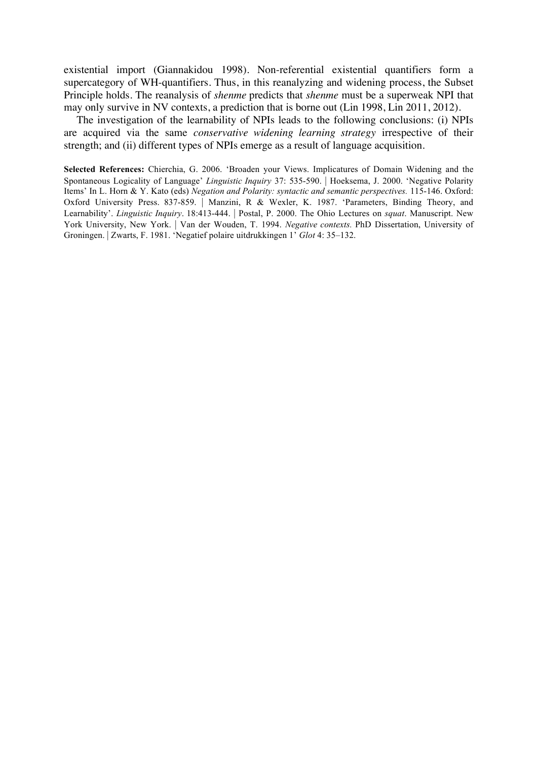existential import (Giannakidou 1998). Non-referential existential quantifiers form a supercategory of WH-quantifiers. Thus, in this reanalyzing and widening process, the Subset Principle holds. The reanalysis of *shenme* predicts that *shenme* must be a superweak NPI that may only survive in NV contexts, a prediction that is borne out (Lin 1998, Lin 2011, 2012).

The investigation of the learnability of NPIs leads to the following conclusions: (i) NPIs are acquired via the same *conservative widening learning strategy* irrespective of their strength; and (ii) different types of NPIs emerge as a result of language acquisition.

**Selected References:** Chierchia, G. 2006. 'Broaden your Views. Implicatures of Domain Widening and the Spontaneous Logicality of Language' *Linguistic Inquiry* 37: 535-590. | Hoeksema, J. 2000. 'Negative Polarity Items' In L. Horn & Y. Kato (eds) *Negation and Polarity: syntactic and semantic perspectives.* 115-146. Oxford: Oxford University Press. 837-859. | Manzini, R & Wexler, K. 1987. 'Parameters, Binding Theory, and Learnability'. *Linguistic Inquiry*. 18:413-444. | Postal, P. 2000. The Ohio Lectures on *squat*. Manuscript. New York University, New York. | Van der Wouden, T. 1994. *Negative contexts.* PhD Dissertation, University of Groningen. | Zwarts, F. 1981. 'Negatief polaire uitdrukkingen 1' *Glot* 4: 35–132.